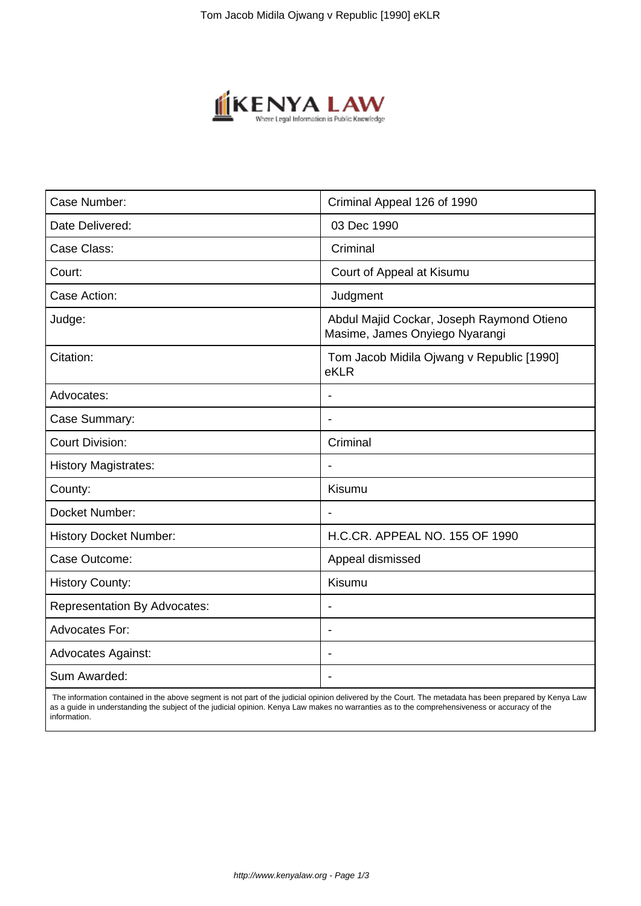| Case Number: | Criminal Appeal 126 of 1990 |
| --- | --- |
| Date Delivered: | 03 Dec 1990 |
| Case Class: | Criminal |
| Court: | Court of Appeal at Kisumu |
| Case Action: | Judgment |
| Judge: | Abdul Majid Cockar, Joseph Raymond Otieno Masime, James Onyiego Nyarangi |
| Citation: | Tom Jacob Midila Ojwang v Republic [1990] eKLR |
| Advocates: | - |
| Case Summary: | - |
| Court Division: | Criminal |
| History Magistrates: | - |
| County: | Kisumu |
| Docket Number: | - |
| History Docket Number: | H.C.CR. APPEAL NO. 155 OF 1990 |
| Case Outcome: | Appeal dismissed |
| History County: | Kisumu |
| Representation By Advocates: | - |
| Advocates For: | - |
| Advocates Against: | - |
| Sum Awarded: | - |

The information contained in the above segment is not part of the judicial opinion delivered by the Court. The metadata has been prepared by Kenya Law as a guide in understanding the subject of the judicial opinion. Kenya Law makes no warranties as to the comprehensiveness or accuracy of the information.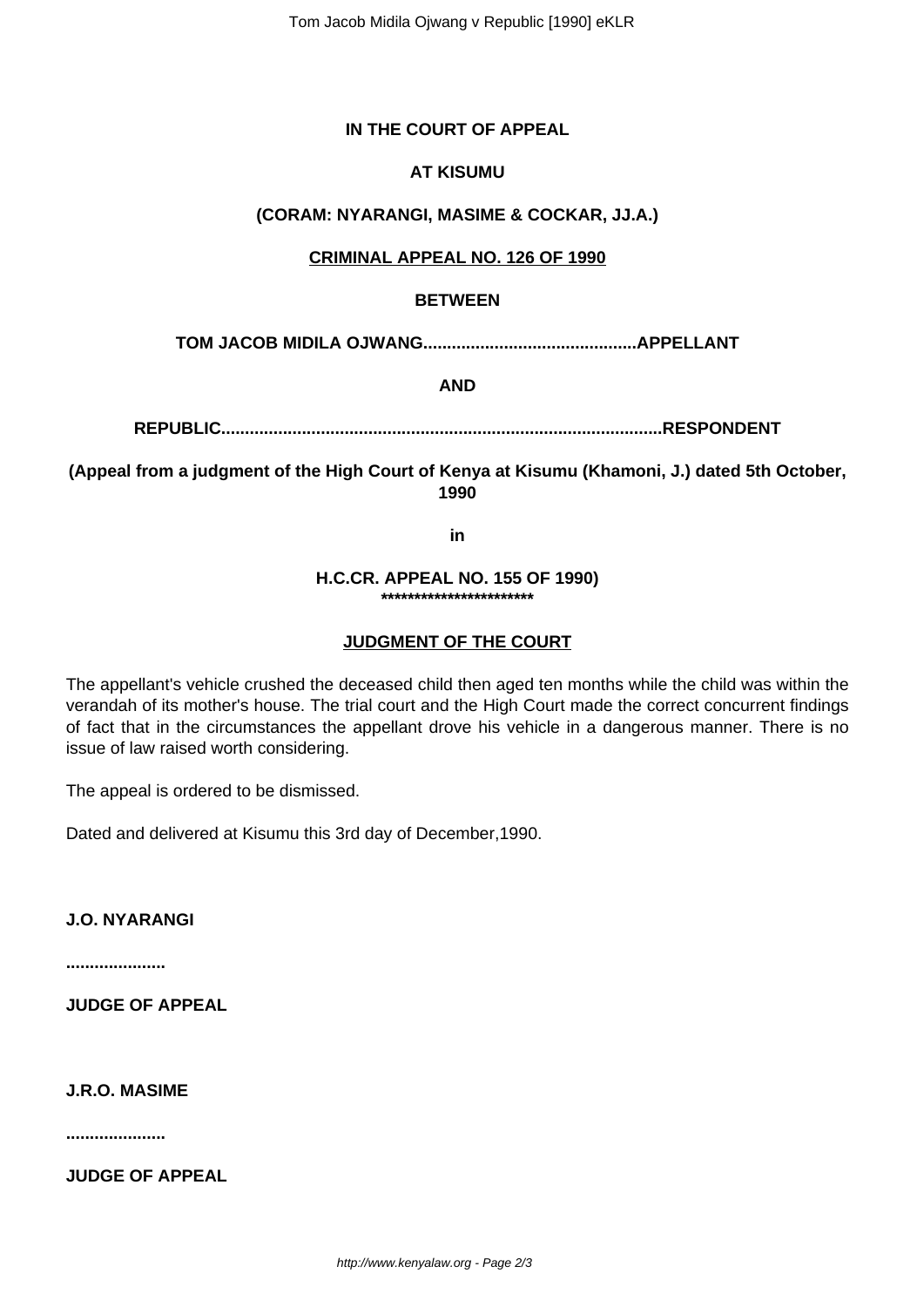**IN THE COURT OF APPEAL**

**AT KISUMU**

**(CORAM: NYARANGI, MASIME & COCKAR, JJ.A.)**

**CRIMINAL APPEAL NO. 126 OF 1990**

**BETWEEN**

**TOM JACOB MIDILA OJWANG............................................APPELLANT**

**AND**

**REPUBLIC...........................................................................................RESPONDENT**

**(Appeal from a judgment of the High Court of Kenya at Kisumu (Khamoni, J.) dated 5th October, 1990**

**in**

**H.C.CR. APPEAL NO. 155 OF 1990)**
**************************

**JUDGMENT OF THE COURT**

The appellant's vehicle crushed the deceased child then aged ten months while the child was within the verandah of its mother's house. The trial court and the High Court made the correct concurrent findings of fact that in the circumstances the appellant drove his vehicle in a dangerous manner. There is no issue of law raised worth considering.

The appeal is ordered to be dismissed.

Dated and delivered at Kisumu this 3rd day of December,1990.

**J.O. NYARANGI**

**.....................**

**JUDGE OF APPEAL**

**J.R.O. MASIME**

**.....................**

**JUDGE OF APPEAL**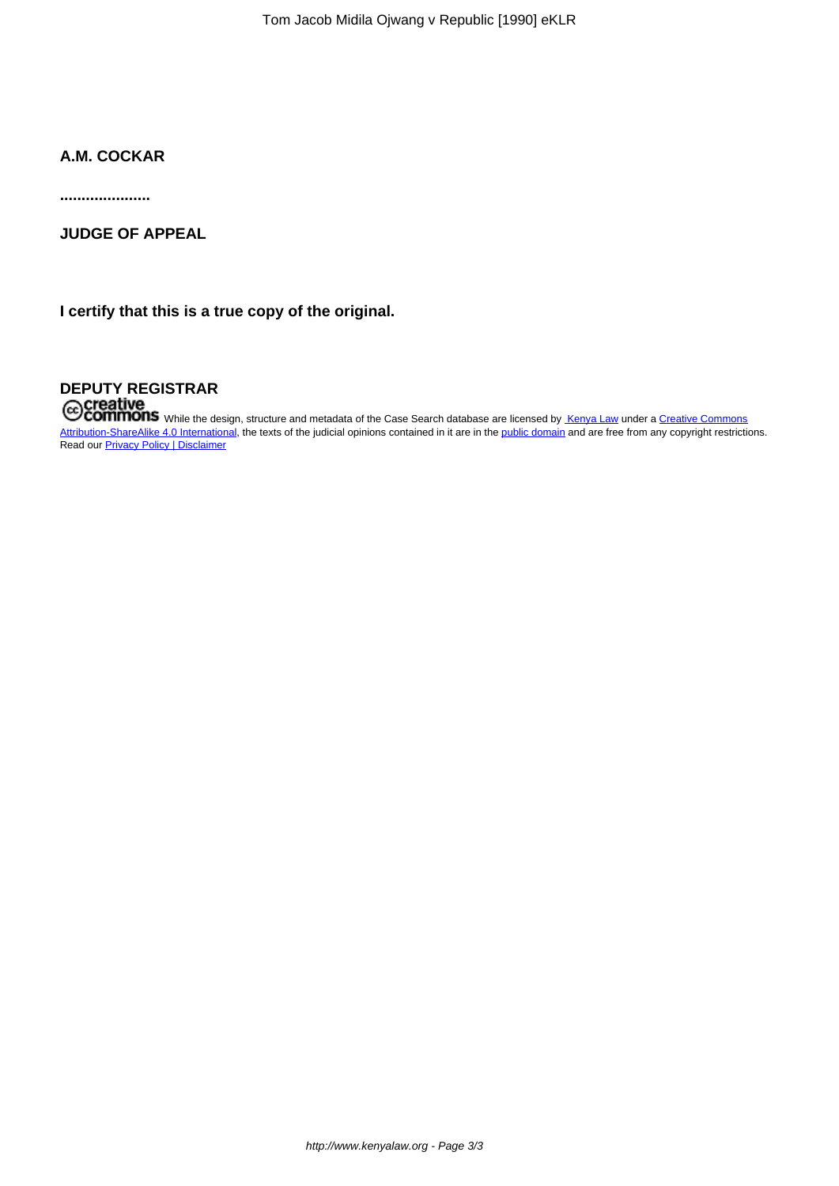**A.M. COCKAR**

**.....................**

**JUDGE OF APPEAL**

**I certify that this is a true copy of the original.**

**DEPUTY REGISTRAR**

While the design, structure and metadata of the Case Search database are licensed by Kenya Law under a Creative Commons Attribution-ShareAlike 4.0 International, the texts of the judicial opinions contained in it are in the public domain and are free from any copyright restrictions. Read our Privacy Policy | Disclaimer